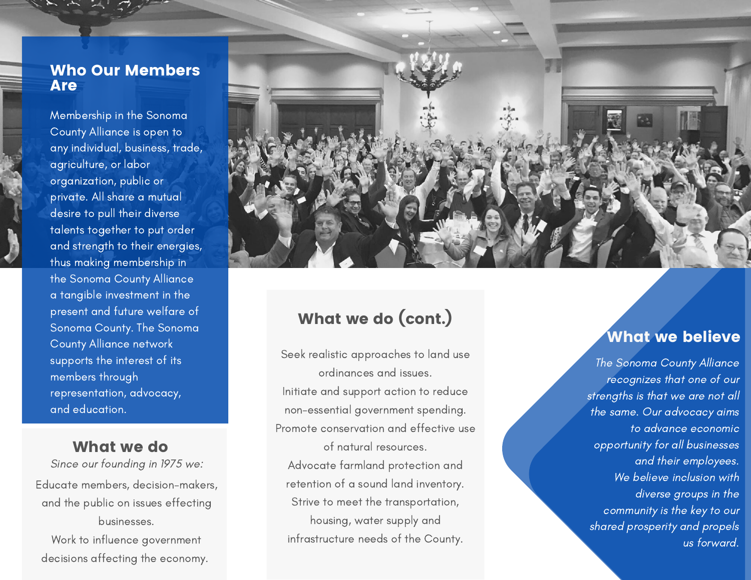## Who Our Members Are

Membership in the Sonoma County Alliance is open to any individual, business, trade, agriculture, or labor organization, public or private. All share a mutual desire to pull their diverse talents together to put order and strength to their energies, thus making membership in the Sonoma County Alliance a tangible investment in the present and future welfare of Sonoma County. The Sonoma County Alliance network supports the interest of its members through representation, advocacy, and education.

## What we do

*Since our founding in 1975 we:*

Educate members, decision-makers, and the public on issues effecting businesses.

Work to influence government decisions affecting the economy.

## What we do (cont.)

Seek realistic approaches to land use ordinances and issues.

Initiate and support action to reduce non-essential government spending.

Promote conservation and effective use of natural resources.

Advocate farmland protection and retention of a sound land inventory.

Strive to meet the transportation, housing, water supply and infrastructure needs of the County.

## What we believe

*The Sonoma County Alliance recognizes that one of our strengths is that we are not all the same. Our advocacy aims to advance economic opportunity for all businesses and their employees. We believe inclusion with diverse groups in the community is the key to our shared prosperity and propels us forward.*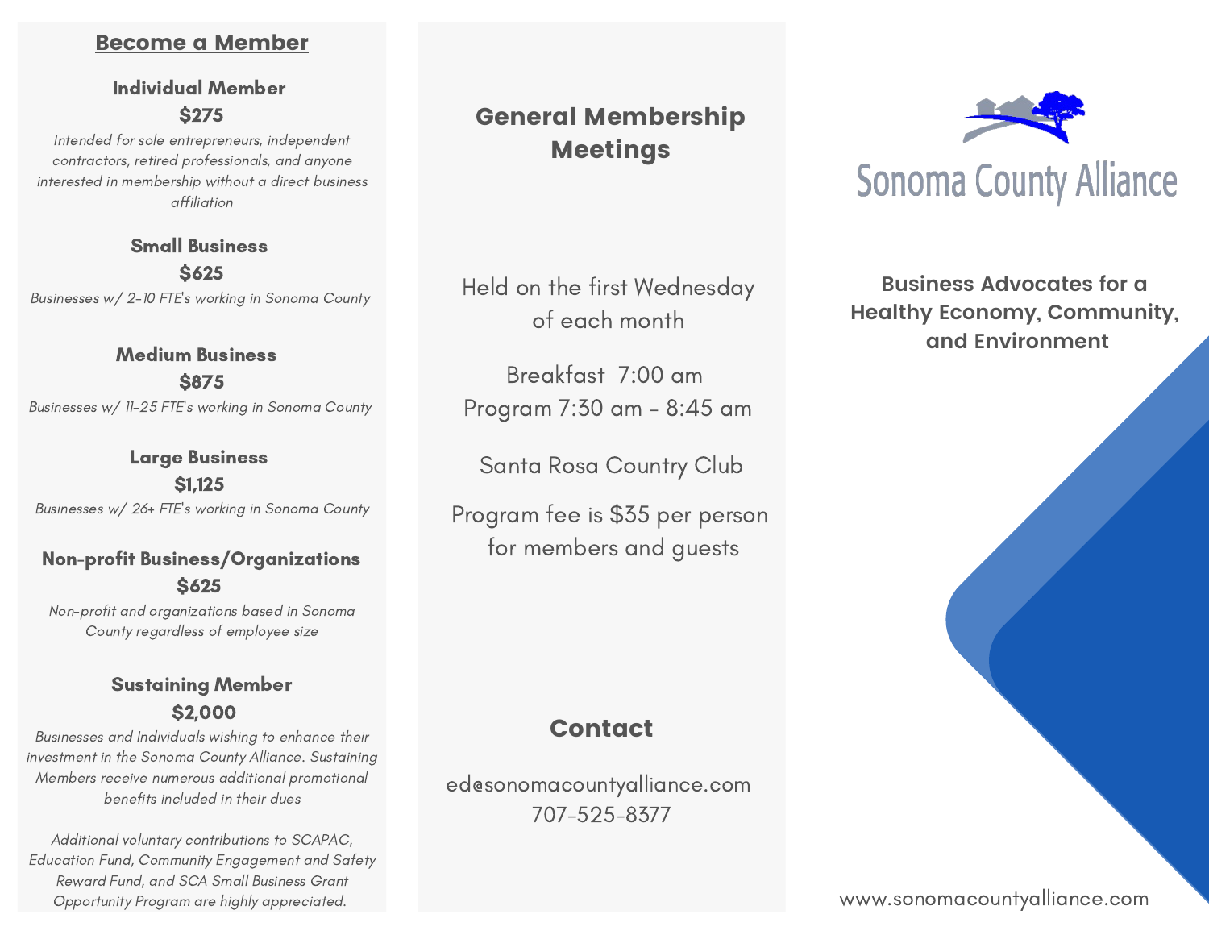## Become a Member

### Individual Member

**$275**

*Intended for sole entrepreneurs, independent contractors, retired professionals, and anyone interested in membership without a direct business affiliation*

### Small Business

**$625**

*Businesses w/ 2-10 FTE's working in Sonoma County*

### Medium Business

**$875**

*Businesses w/ 11-25 FTE's working in Sonoma County*

### Large Business

**$1,125**

*Businesses w/ 26+ FTE's working in Sonoma County*

### Non-profit Business/Organizations

**$625**

*Non-profit and organizations based in Sonoma County regardless of employee size*

### Sustaining Member

**$2,000**

*Businesses and Individuals wishing to enhance their investment in the Sonoma County Alliance. Sustaining Members receive numerous additional promotional benefits included in their dues*

*Additional voluntary contributions to SCAPAC, Education Fund, Community Engagement and Safety Reward Fund, and SCA Small Business Grant Opportunity Program are highly appreciated.*

## General Membership Meetings

Held on the first Wednesday of each month

Breakfast 7:00 am
Program 7:30 am - 8:45 am

Santa Rosa Country Club

Program fee is $35 per person for members and guests

## Contact

ed@sonomacountyalliance.com
707-525-8377

# Sonoma County Alliance

**Business Advocates for a Healthy Economy, Community, and Environment**

www.sonomacountyalliance.com